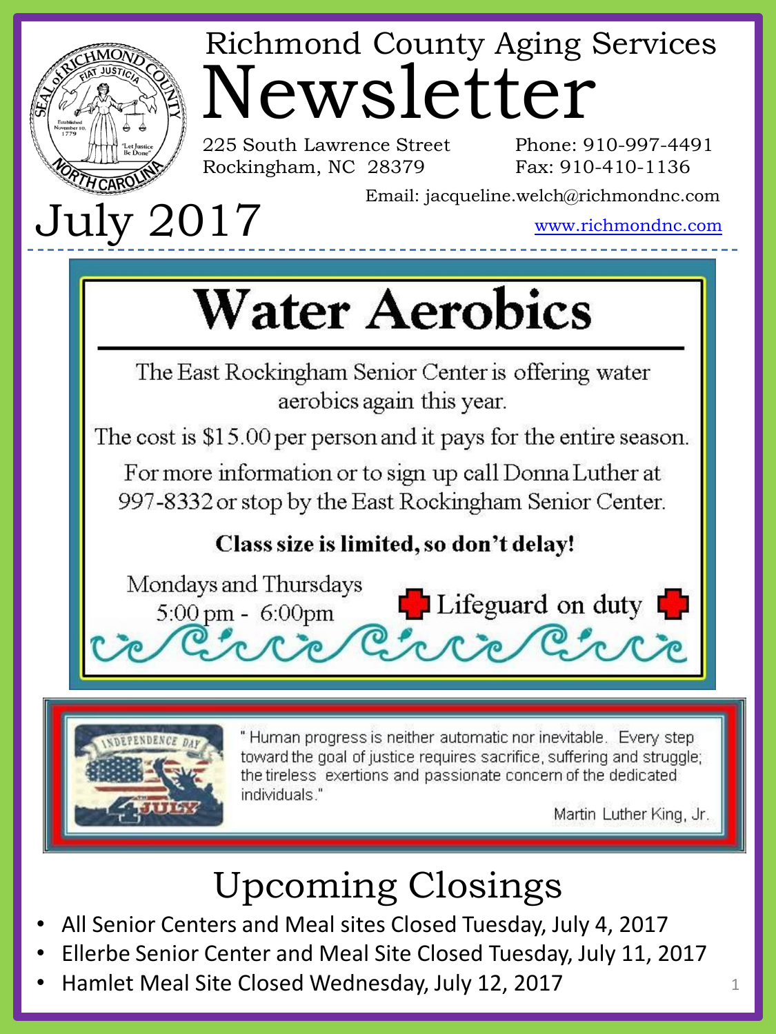# Richmond County Aging Services Newsletter

225 South Lawrence Street
Rockingham, NC 28379

Phone: 910-997-4491
Fax: 910-410-1136

Email: jacqueline.welch@richmondnc.com

www.richmondnc.com

## July 2017

---

## Water Aerobics

The East Rockingham Senior Center is offering water aerobics again this year.

The cost is $15.00 per person and it pays for the entire season.

For more information or to sign up call Donna Luther at 997-8332 or stop by the East Rockingham Senior Center.

**Class size is limited, so don't delay!**

Mondays and Thursdays
5:00 pm - 6:00pm

Lifeguard on duty

---

" Human progress is neither automatic nor inevitable. Every step toward the goal of justice requires sacrifice, suffering and struggle; the tireless exertions and passionate concern of the dedicated individuals."

Martin Luther King, Jr.

## Upcoming Closings

- All Senior Centers and Meal sites Closed Tuesday, July 4, 2017
- Ellerbe Senior Center and Meal Site Closed Tuesday, July 11, 2017
- Hamlet Meal Site Closed Wednesday, July 12, 2017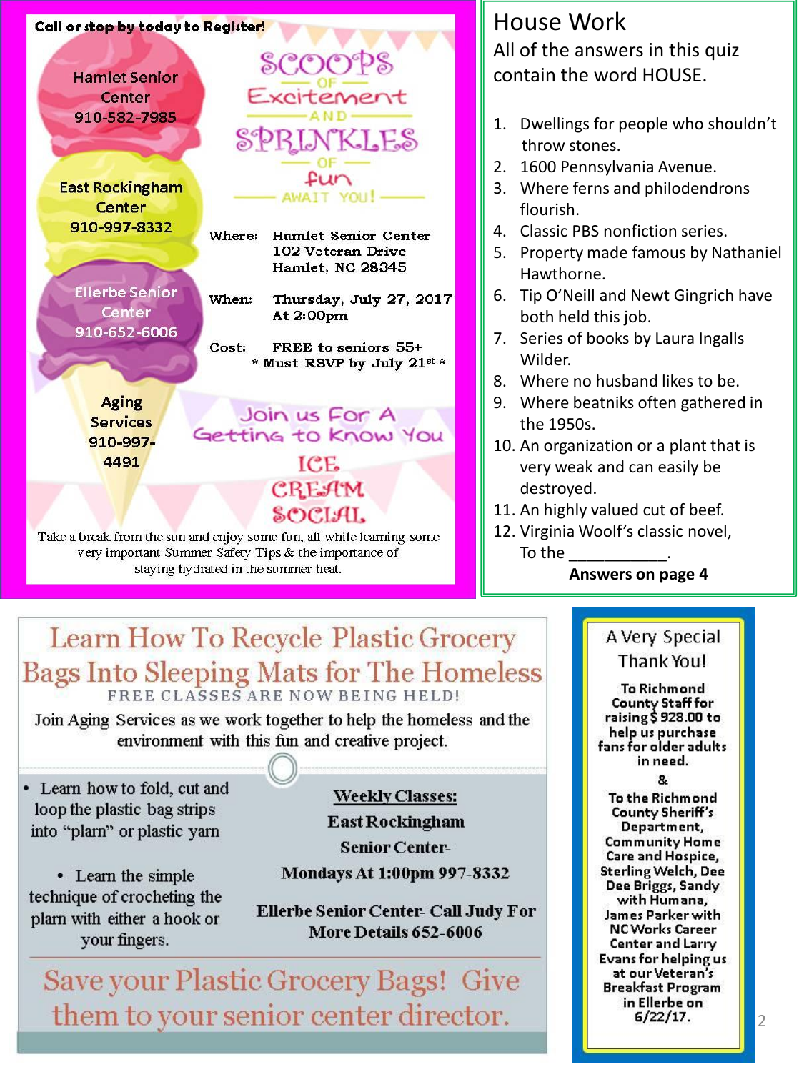**Call or stop by today to Register!**

Hamlet Senior Center
910-582-7985

East Rockingham Center
910-997-8332

Ellerbe Senior Center
910-652-6006

Aging Services
910-997-4491

# SCOOPS OF Excitement AND SPRINKLES OF fun AWAIT YOU!

**Where:** Hamlet Senior Center
102 Veteran Drive
Hamlet, NC 28345

**When:** Thursday, July 27, 2017
At 2:00pm

**Cost:** FREE to seniors 55+
\* Must RSVP by July 21st \*

## Join us For A Getting to Know You ICE CREAM SOCIAL

Take a break from the sun and enjoy some fun, all while learning some very important Summer Safety Tips & the importance of staying hydrated in the summer heat.

# House Work

All of the answers in this quiz contain the word HOUSE.

1. Dwellings for people who shouldn't throw stones.
2. 1600 Pennsylvania Avenue.
3. Where ferns and philodendrons flourish.
4. Classic PBS nonfiction series.
5. Property made famous by Nathaniel Hawthorne.
6. Tip O'Neill and Newt Gingrich have both held this job.
7. Series of books by Laura Ingalls Wilder.
8. Where no husband likes to be.
9. Where beatniks often gathered in the 1950s.
10. An organization or a plant that is very weak and can easily be destroyed.
11. An highly valued cut of beef.
12. Virginia Woolf's classic novel, To the ___________.

**Answers on page 4**

# Learn How To Recycle Plastic Grocery Bags Into Sleeping Mats for The Homeless

FREE CLASSES ARE NOW BEING HELD!

Join Aging Services as we work together to help the homeless and the environment with this fun and creative project.

- Learn how to fold, cut and loop the plastic bag strips into "plarn" or plastic yarn
- Learn the simple technique of crocheting the plarn with either a hook or your fingers.

**Weekly Classes:**

**East Rockingham Senior Center- Mondays At 1:00pm 997-8332**

**Ellerbe Senior Center- Call Judy For More Details 652-6006**

## Save your Plastic Grocery Bags! Give them to your senior center director.

## A Very Special Thank You!

**To Richmond County Staff for raising $ 928.00 to help us purchase fans for older adults in need.**

**&**

**To the Richmond County Sheriff's Department, Community Home Care and Hospice, Sterling Welch, Dee Dee Briggs, Sandy with Humana, James Parker with NC Works Career Center and Larry Evans for helping us at our Veteran's Breakfast Program in Ellerbe on 6/22/17.**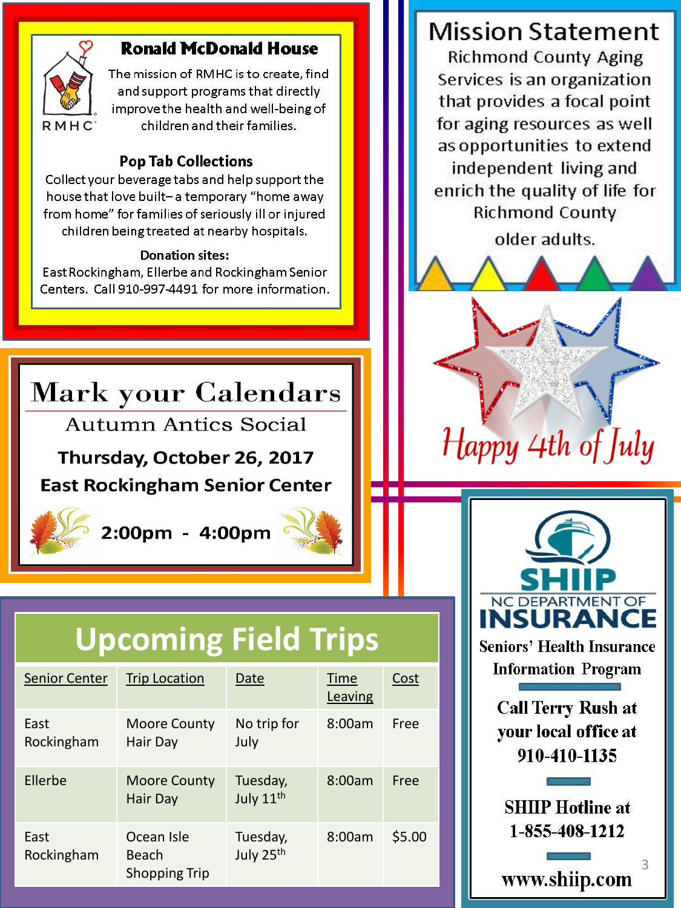## Ronald McDonald House

RMHC

The mission of RMHC is to create, find and support programs that directly improve the health and well-being of children and their families.

### Pop Tab Collections

Collect your beverage tabs and help support the house that love built– a temporary "home away from home" for families of seriously ill or injured children being treated at nearby hospitals.

**Donation sites:**

East Rockingham, Ellerbe and Rockingham Senior Centers. Call 910-997-4491 for more information.

## Mission Statement

Richmond County Aging Services is an organization that provides a focal point for aging resources as well as opportunities to extend independent living and enrich the quality of life for Richmond County older adults.

Happy 4th of July

## Mark your Calendars

Autumn Antics Social

**Thursday, October 26, 2017**

**East Rockingham Senior Center**

**2:00pm - 4:00pm**

## Upcoming Field Trips

| Senior Center | Trip Location | Date | Time Leaving | Cost |
|---|---|---|---|---|
| East Rockingham | Moore County Hair Day | No trip for July | 8:00am | Free |
| Ellerbe | Moore County Hair Day | Tuesday, July 11th | 8:00am | Free |
| East Rockingham | Ocean Isle Beach Shopping Trip | Tuesday, July 25th | 8:00am | $5.00 |

**SHIIP**

NC DEPARTMENT OF **INSURANCE**

**Seniors' Health Insurance Information Program**

**Call Terry Rush at your local office at 910-410-1135**

**SHIIP Hotline at 1-855-408-1212**

**www.shiip.com**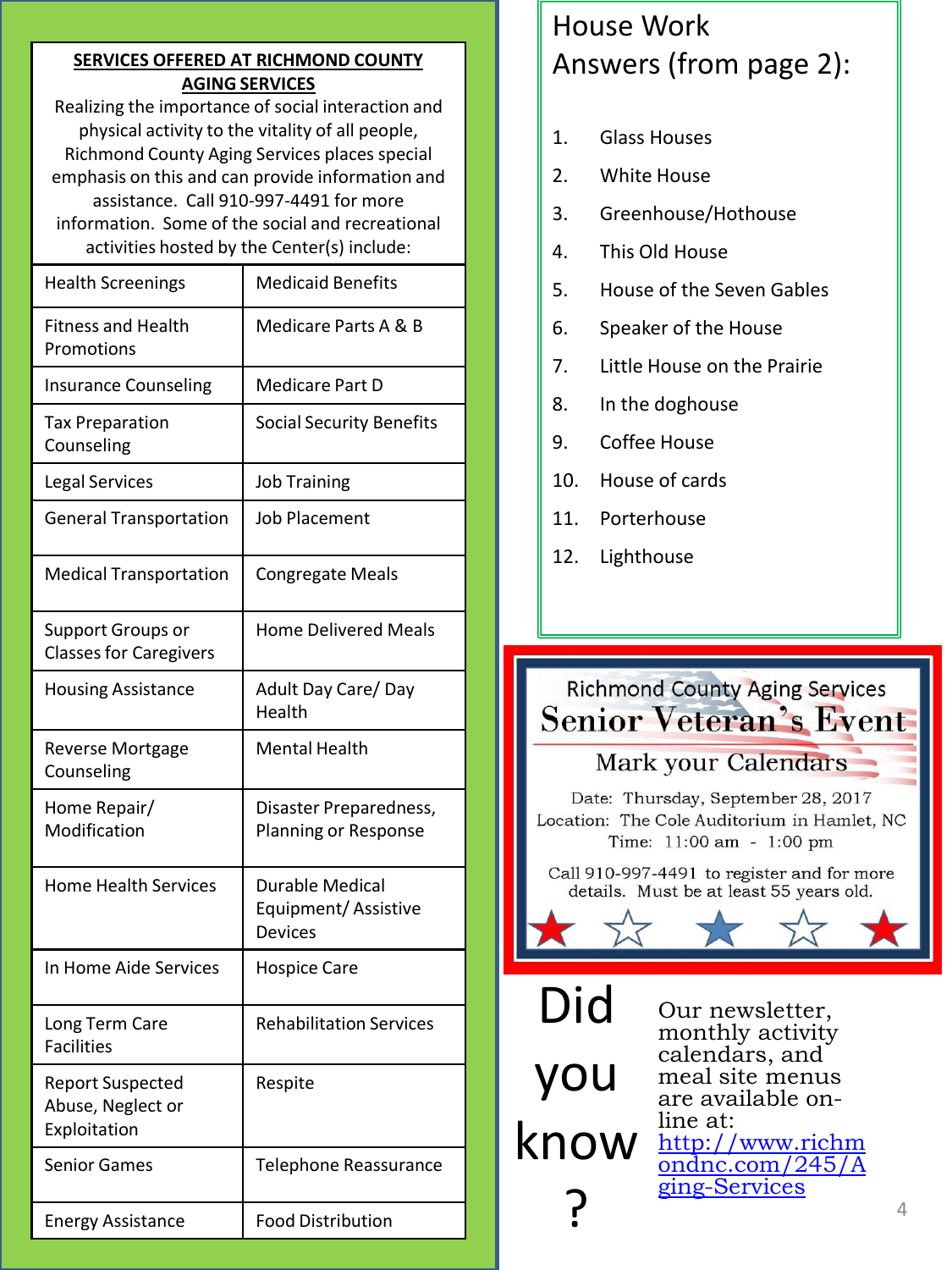## SERVICES OFFERED AT RICHMOND COUNTY AGING SERVICES

Realizing the importance of social interaction and physical activity to the vitality of all people, Richmond County Aging Services places special emphasis on this and can provide information and assistance. Call 910-997-4491 for more information. Some of the social and recreational activities hosted by the Center(s) include:

| | |
|---|---|
| Health Screenings | Medicaid Benefits |
| Fitness and Health Promotions | Medicare Parts A & B |
| Insurance Counseling | Medicare Part D |
| Tax Preparation Counseling | Social Security Benefits |
| Legal Services | Job Training |
| General Transportation | Job Placement |
| Medical Transportation | Congregate Meals |
| Support Groups or Classes for Caregivers | Home Delivered Meals |
| Housing Assistance | Adult Day Care/ Day Health |
| Reverse Mortgage Counseling | Mental Health |
| Home Repair/ Modification | Disaster Preparedness, Planning or Response |
| Home Health Services | Durable Medical Equipment/ Assistive Devices |
| In Home Aide Services | Hospice Care |
| Long Term Care Facilities | Rehabilitation Services |
| Report Suspected Abuse, Neglect or Exploitation | Respite |
| Senior Games | Telephone Reassurance |
| Energy Assistance | Food Distribution |

## House Work Answers (from page 2):

1. Glass Houses
2. White House
3. Greenhouse/Hothouse
4. This Old House
5. House of the Seven Gables
6. Speaker of the House
7. Little House on the Prairie
8. In the doghouse
9. Coffee House
10. House of cards
11. Porterhouse
12. Lighthouse

Richmond County Aging Services

## Senior Veteran's Event

### Mark your Calendars

Date: Thursday, September 28, 2017
Location: The Cole Auditorium in Hamlet, NC
Time: 11:00 am - 1:00 pm

Call 910-997-4491 to register and for more details. Must be at least 55 years old.

## Did you know?

Our newsletter, monthly activity calendars, and meal site menus are available on-line at: http://www.richmondnc.com/245/Aging-Services